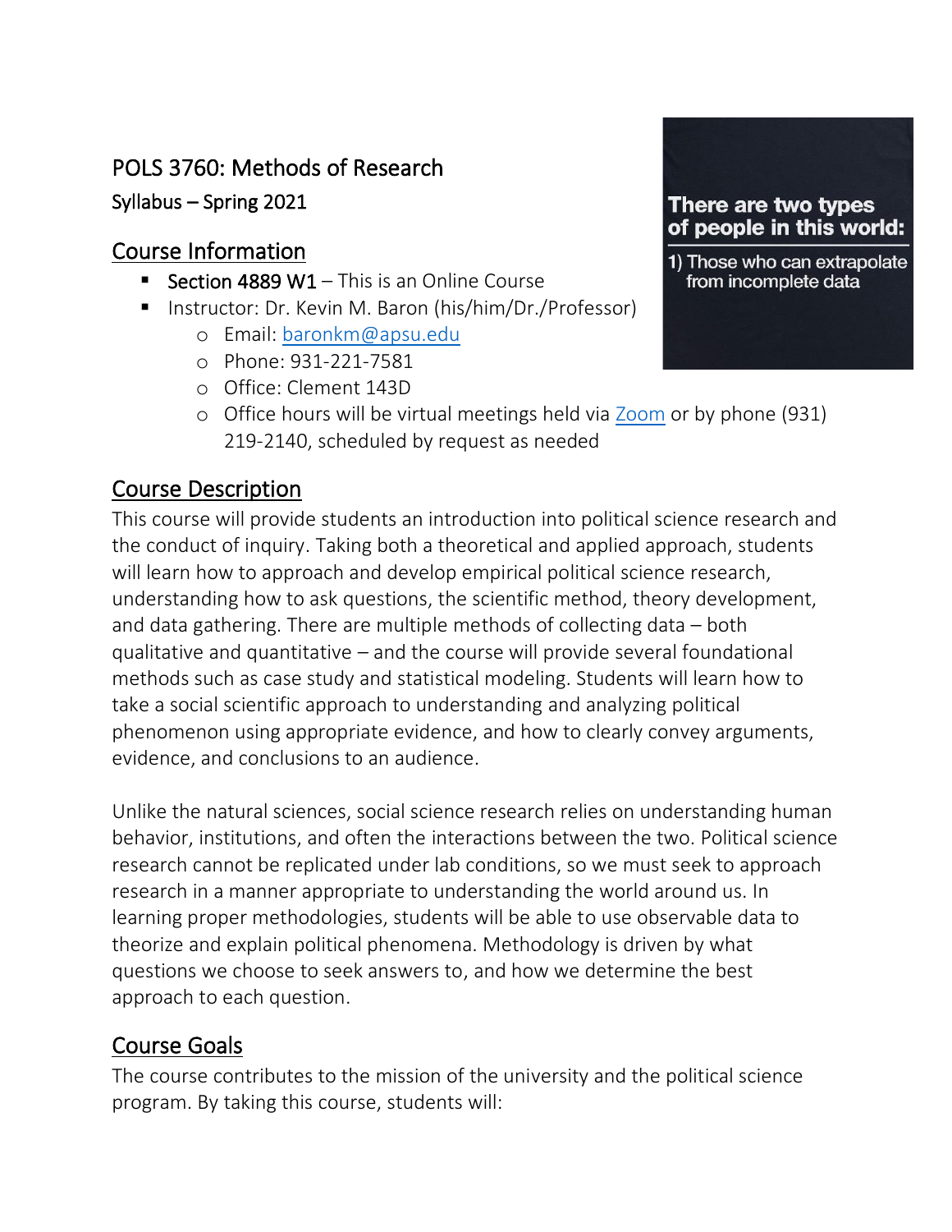# POLS 3760: Methods of Research

Syllabus – Spring 2021

There are two types of people in this world:

1) Those who can extrapolate from incomplete data

## Course Information

- **Section 4889 W1** – This is an Online Course
- Instructor: Dr. Kevin M. Baron (his/him/Dr./Professor)
  - Email: baronkm@apsu.edu
  - Phone: 931-221-7581
  - Office: Clement 143D
  - Office hours will be virtual meetings held via Zoom or by phone (931) 219-2140, scheduled by request as needed

## Course Description

This course will provide students an introduction into political science research and the conduct of inquiry. Taking both a theoretical and applied approach, students will learn how to approach and develop empirical political science research, understanding how to ask questions, the scientific method, theory development, and data gathering. There are multiple methods of collecting data – both qualitative and quantitative – and the course will provide several foundational methods such as case study and statistical modeling. Students will learn how to take a social scientific approach to understanding and analyzing political phenomenon using appropriate evidence, and how to clearly convey arguments, evidence, and conclusions to an audience.

Unlike the natural sciences, social science research relies on understanding human behavior, institutions, and often the interactions between the two. Political science research cannot be replicated under lab conditions, so we must seek to approach research in a manner appropriate to understanding the world around us. In learning proper methodologies, students will be able to use observable data to theorize and explain political phenomena. Methodology is driven by what questions we choose to seek answers to, and how we determine the best approach to each question.

## Course Goals

The course contributes to the mission of the university and the political science program. By taking this course, students will: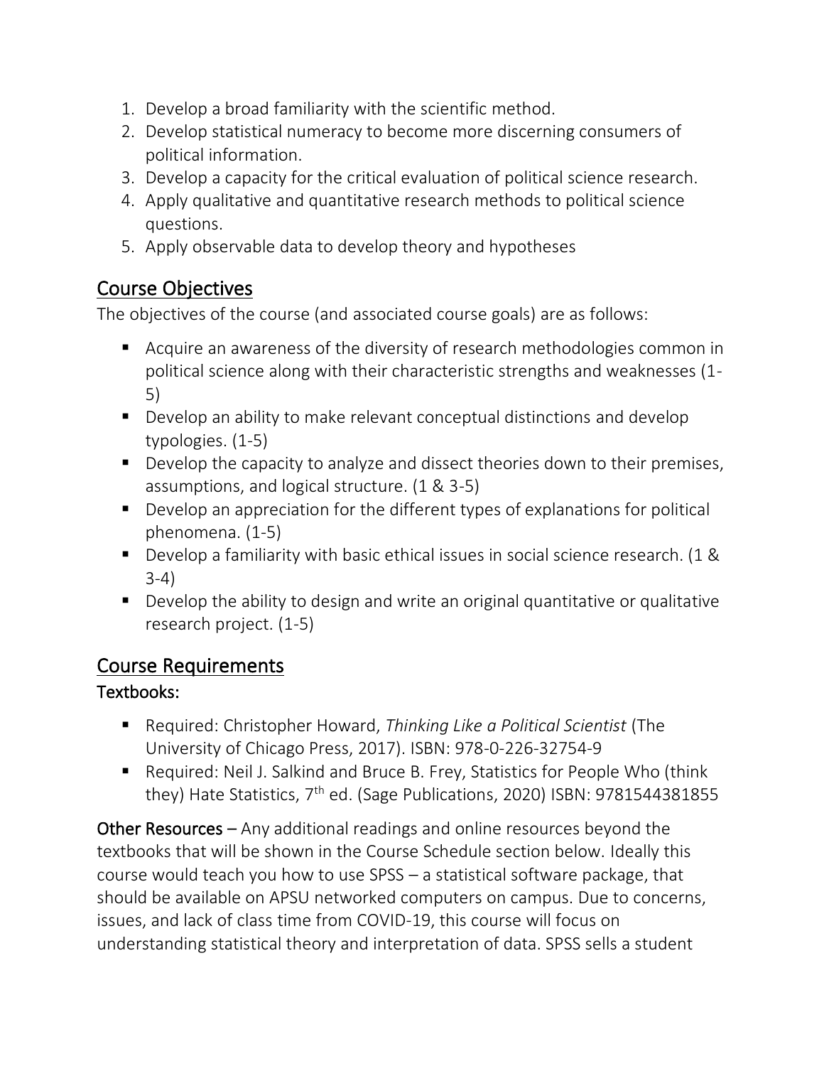1. Develop a broad familiarity with the scientific method.
2. Develop statistical numeracy to become more discerning consumers of political information.
3. Develop a capacity for the critical evaluation of political science research.
4. Apply qualitative and quantitative research methods to political science questions.
5. Apply observable data to develop theory and hypotheses

## Course Objectives

The objectives of the course (and associated course goals) are as follows:

- Acquire an awareness of the diversity of research methodologies common in political science along with their characteristic strengths and weaknesses (1-5)
- Develop an ability to make relevant conceptual distinctions and develop typologies. (1-5)
- Develop the capacity to analyze and dissect theories down to their premises, assumptions, and logical structure. (1 & 3-5)
- Develop an appreciation for the different types of explanations for political phenomena. (1-5)
- Develop a familiarity with basic ethical issues in social science research. (1 & 3-4)
- Develop the ability to design and write an original quantitative or qualitative research project. (1-5)

## Course Requirements

### Textbooks:

- Required: Christopher Howard, *Thinking Like a Political Scientist* (The University of Chicago Press, 2017). ISBN: 978-0-226-32754-9
- Required: Neil J. Salkind and Bruce B. Frey, Statistics for People Who (think they) Hate Statistics, 7th ed. (Sage Publications, 2020) ISBN: 9781544381855

**Other Resources** – Any additional readings and online resources beyond the textbooks that will be shown in the Course Schedule section below. Ideally this course would teach you how to use SPSS – a statistical software package, that should be available on APSU networked computers on campus. Due to concerns, issues, and lack of class time from COVID-19, this course will focus on understanding statistical theory and interpretation of data. SPSS sells a student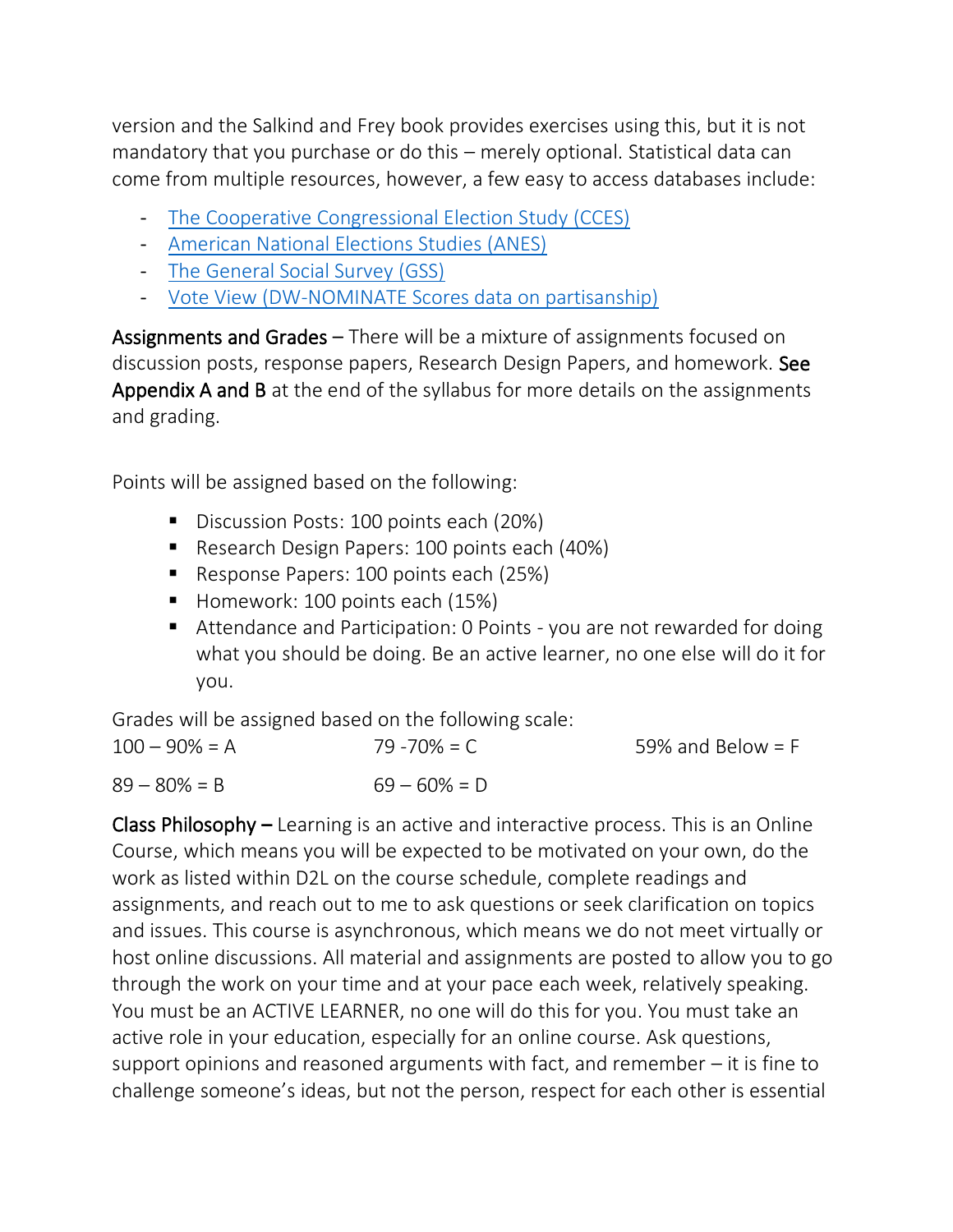version and the Salkind and Frey book provides exercises using this, but it is not mandatory that you purchase or do this – merely optional. Statistical data can come from multiple resources, however, a few easy to access databases include:

- [The Cooperative Congressional Election Study (CCES)]
- [American National Elections Studies (ANES)]
- [The General Social Survey (GSS)]
- [Vote View (DW-NOMINATE Scores data on partisanship)]

**Assignments and Grades** – There will be a mixture of assignments focused on discussion posts, response papers, Research Design Papers, and homework. **See Appendix A and B** at the end of the syllabus for more details on the assignments and grading.

Points will be assigned based on the following:

- Discussion Posts: 100 points each (20%)
- Research Design Papers: 100 points each (40%)
- Response Papers: 100 points each (25%)
- Homework: 100 points each (15%)
- Attendance and Participation: 0 Points - you are not rewarded for doing what you should be doing. Be an active learner, no one else will do it for you.

Grades will be assigned based on the following scale:

| | | |
|---|---|---|
| 100 – 90% = A | 79 -70% = C | 59% and Below = F |
| 89 – 80% = B | 69 – 60% = D | |

**Class Philosophy** – Learning is an active and interactive process. This is an Online Course, which means you will be expected to be motivated on your own, do the work as listed within D2L on the course schedule, complete readings and assignments, and reach out to me to ask questions or seek clarification on topics and issues. This course is asynchronous, which means we do not meet virtually or host online discussions. All material and assignments are posted to allow you to go through the work on your time and at your pace each week, relatively speaking. You must be an ACTIVE LEARNER, no one will do this for you. You must take an active role in your education, especially for an online course. Ask questions, support opinions and reasoned arguments with fact, and remember – it is fine to challenge someone's ideas, but not the person, respect for each other is essential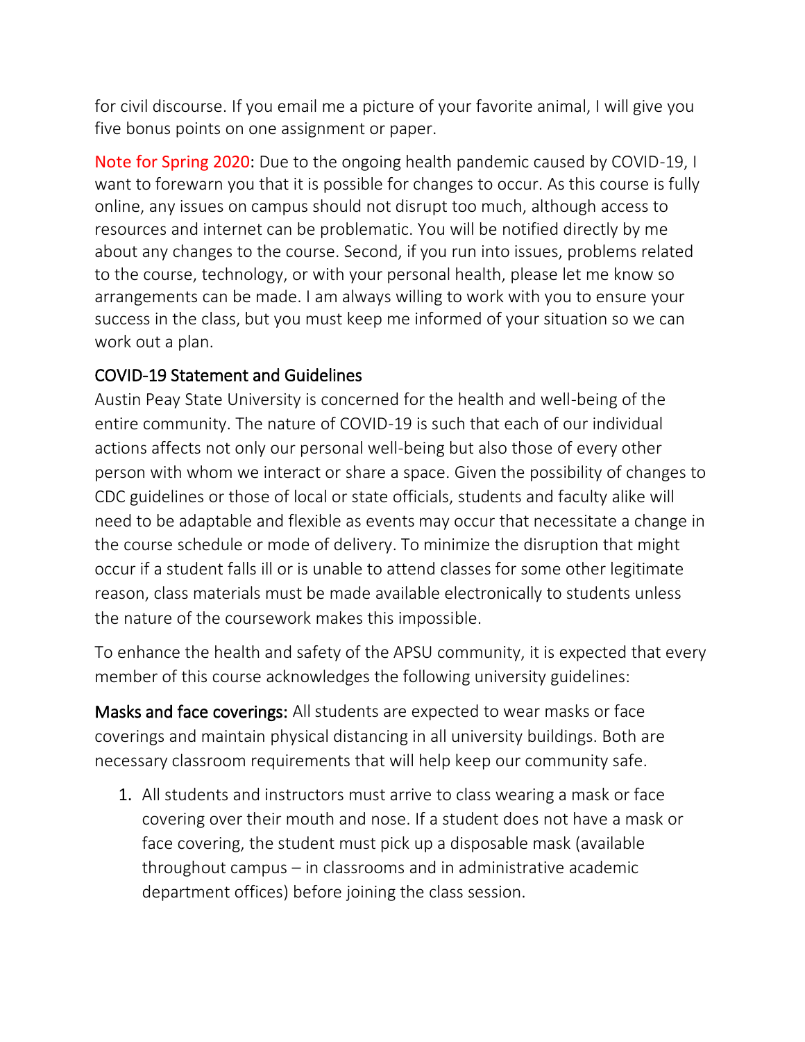for civil discourse. If you email me a picture of your favorite animal, I will give you five bonus points on one assignment or paper.

Note for Spring 2020: Due to the ongoing health pandemic caused by COVID-19, I want to forewarn you that it is possible for changes to occur. As this course is fully online, any issues on campus should not disrupt too much, although access to resources and internet can be problematic. You will be notified directly by me about any changes to the course. Second, if you run into issues, problems related to the course, technology, or with your personal health, please let me know so arrangements can be made. I am always willing to work with you to ensure your success in the class, but you must keep me informed of your situation so we can work out a plan.

## COVID-19 Statement and Guidelines

Austin Peay State University is concerned for the health and well-being of the entire community. The nature of COVID-19 is such that each of our individual actions affects not only our personal well-being but also those of every other person with whom we interact or share a space. Given the possibility of changes to CDC guidelines or those of local or state officials, students and faculty alike will need to be adaptable and flexible as events may occur that necessitate a change in the course schedule or mode of delivery. To minimize the disruption that might occur if a student falls ill or is unable to attend classes for some other legitimate reason, class materials must be made available electronically to students unless the nature of the coursework makes this impossible.

To enhance the health and safety of the APSU community, it is expected that every member of this course acknowledges the following university guidelines:

**Masks and face coverings:** All students are expected to wear masks or face coverings and maintain physical distancing in all university buildings. Both are necessary classroom requirements that will help keep our community safe.

1. All students and instructors must arrive to class wearing a mask or face covering over their mouth and nose. If a student does not have a mask or face covering, the student must pick up a disposable mask (available throughout campus – in classrooms and in administrative academic department offices) before joining the class session.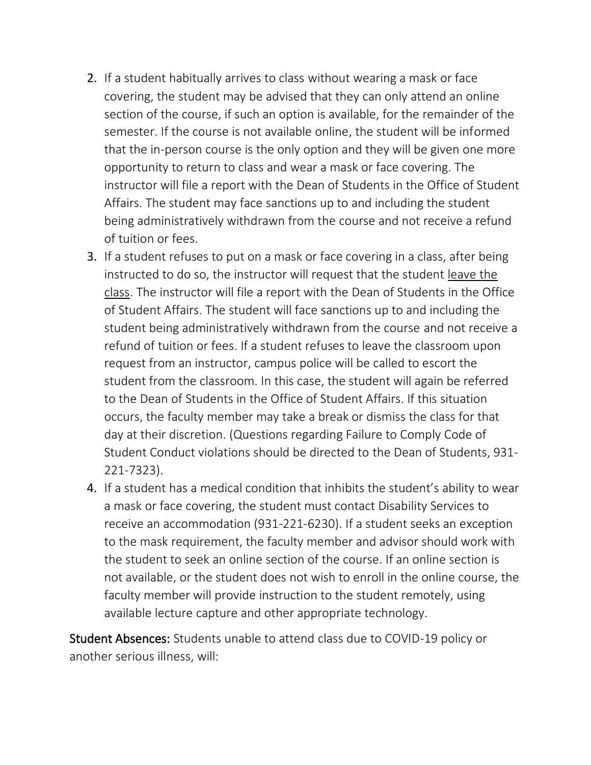2. If a student habitually arrives to class without wearing a mask or face covering, the student may be advised that they can only attend an online section of the course, if such an option is available, for the remainder of the semester. If the course is not available online, the student will be informed that the in-person course is the only option and they will be given one more opportunity to return to class and wear a mask or face covering. The instructor will file a report with the Dean of Students in the Office of Student Affairs. The student may face sanctions up to and including the student being administratively withdrawn from the course and not receive a refund of tuition or fees.
3. If a student refuses to put on a mask or face covering in a class, after being instructed to do so, the instructor will request that the student <u>leave the class</u>. The instructor will file a report with the Dean of Students in the Office of Student Affairs. The student will face sanctions up to and including the student being administratively withdrawn from the course and not receive a refund of tuition or fees. If a student refuses to leave the classroom upon request from an instructor, campus police will be called to escort the student from the classroom. In this case, the student will again be referred to the Dean of Students in the Office of Student Affairs. If this situation occurs, the faculty member may take a break or dismiss the class for that day at their discretion. (Questions regarding Failure to Comply Code of Student Conduct violations should be directed to the Dean of Students, 931-221-7323).
4. If a student has a medical condition that inhibits the student's ability to wear a mask or face covering, the student must contact Disability Services to receive an accommodation (931-221-6230). If a student seeks an exception to the mask requirement, the faculty member and advisor should work with the student to seek an online section of the course. If an online section is not available, or the student does not wish to enroll in the online course, the faculty member will provide instruction to the student remotely, using available lecture capture and other appropriate technology.

**Student Absences:** Students unable to attend class due to COVID-19 policy or another serious illness, will: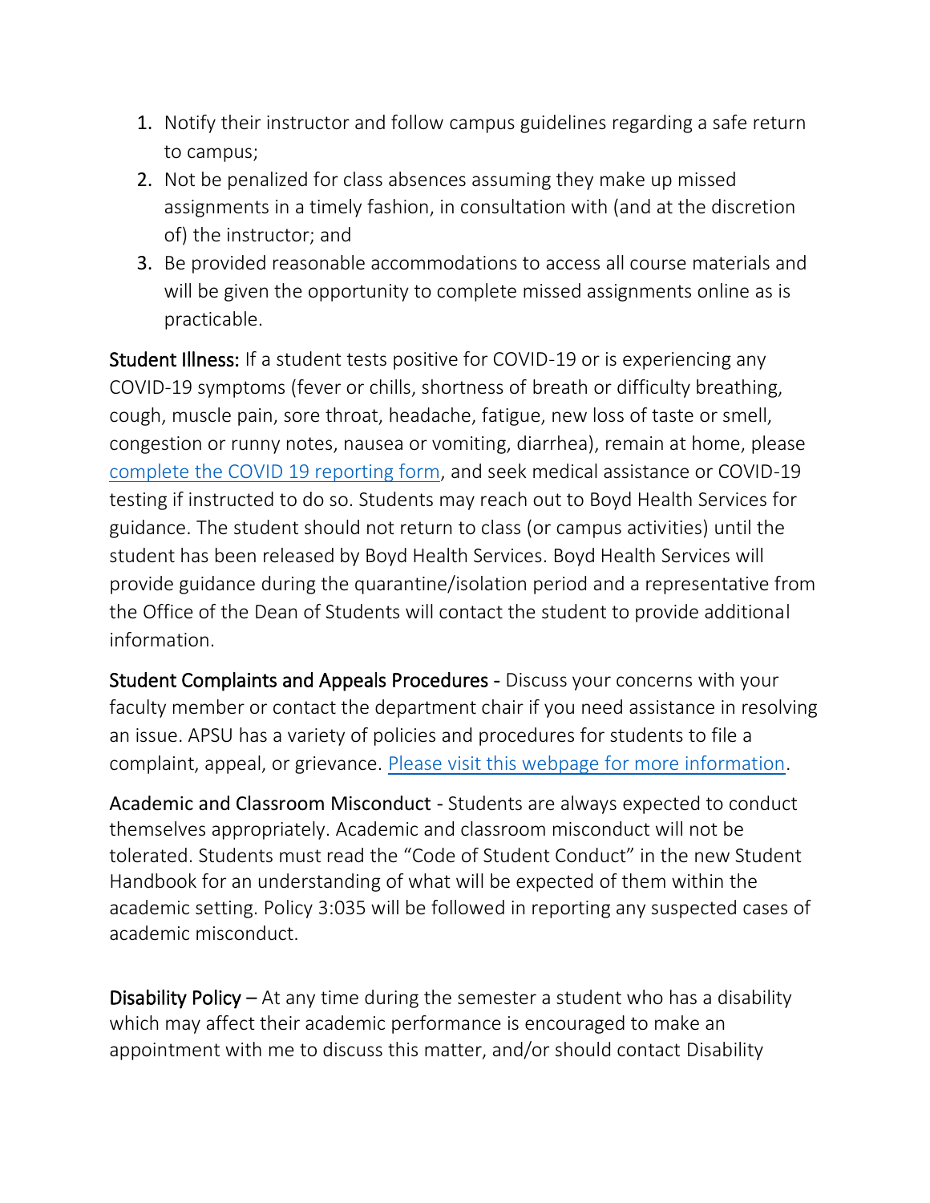1. Notify their instructor and follow campus guidelines regarding a safe return to campus;
2. Not be penalized for class absences assuming they make up missed assignments in a timely fashion, in consultation with (and at the discretion of) the instructor; and
3. Be provided reasonable accommodations to access all course materials and will be given the opportunity to complete missed assignments online as is practicable.

**Student Illness:** If a student tests positive for COVID-19 or is experiencing any COVID-19 symptoms (fever or chills, shortness of breath or difficulty breathing, cough, muscle pain, sore throat, headache, fatigue, new loss of taste or smell, congestion or runny notes, nausea or vomiting, diarrhea), remain at home, please complete the COVID 19 reporting form, and seek medical assistance or COVID-19 testing if instructed to do so. Students may reach out to Boyd Health Services for guidance. The student should not return to class (or campus activities) until the student has been released by Boyd Health Services. Boyd Health Services will provide guidance during the quarantine/isolation period and a representative from the Office of the Dean of Students will contact the student to provide additional information.

**Student Complaints and Appeals Procedures** - Discuss your concerns with your faculty member or contact the department chair if you need assistance in resolving an issue. APSU has a variety of policies and procedures for students to file a complaint, appeal, or grievance. Please visit this webpage for more information.

**Academic and Classroom Misconduct** - Students are always expected to conduct themselves appropriately. Academic and classroom misconduct will not be tolerated. Students must read the "Code of Student Conduct" in the new Student Handbook for an understanding of what will be expected of them within the academic setting. Policy 3:035 will be followed in reporting any suspected cases of academic misconduct.

**Disability Policy** – At any time during the semester a student who has a disability which may affect their academic performance is encouraged to make an appointment with me to discuss this matter, and/or should contact Disability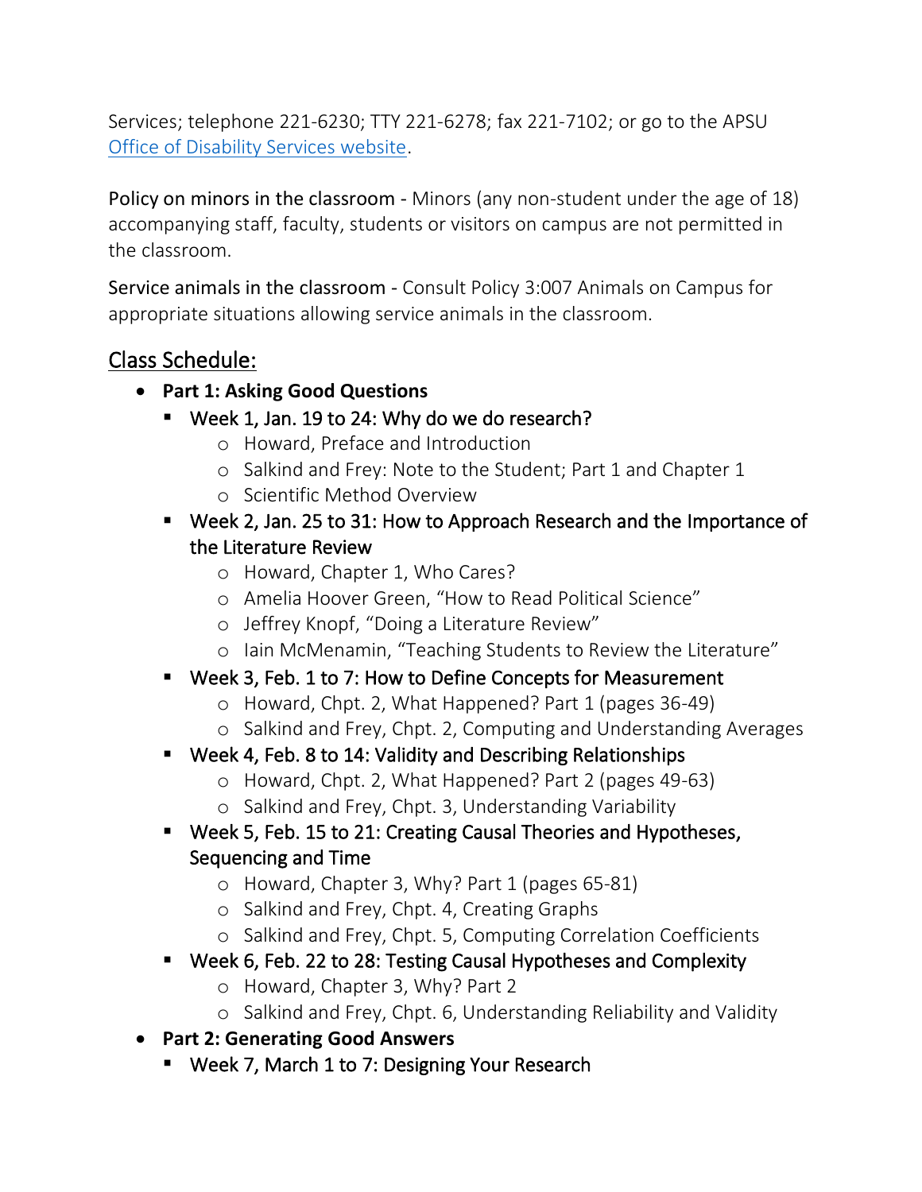Services; telephone 221-6230; TTY 221-6278; fax 221-7102; or go to the APSU [Office of Disability Services website](#).

Policy on minors in the classroom - Minors (any non-student under the age of 18) accompanying staff, faculty, students or visitors on campus are not permitted in the classroom.

Service animals in the classroom - Consult Policy 3:007 Animals on Campus for appropriate situations allowing service animals in the classroom.

## Class Schedule:

- **Part 1: Asking Good Questions**
  - Week 1, Jan. 19 to 24: Why do we do research?
    - Howard, Preface and Introduction
    - Salkind and Frey: Note to the Student; Part 1 and Chapter 1
    - Scientific Method Overview
  - Week 2, Jan. 25 to 31: How to Approach Research and the Importance of the Literature Review
    - Howard, Chapter 1, Who Cares?
    - Amelia Hoover Green, "How to Read Political Science"
    - Jeffrey Knopf, "Doing a Literature Review"
    - Iain McMenamin, "Teaching Students to Review the Literature"
  - Week 3, Feb. 1 to 7: How to Define Concepts for Measurement
    - Howard, Chpt. 2, What Happened? Part 1 (pages 36-49)
    - Salkind and Frey, Chpt. 2, Computing and Understanding Averages
  - Week 4, Feb. 8 to 14: Validity and Describing Relationships
    - Howard, Chpt. 2, What Happened? Part 2 (pages 49-63)
    - Salkind and Frey, Chpt. 3, Understanding Variability
  - Week 5, Feb. 15 to 21: Creating Causal Theories and Hypotheses, Sequencing and Time
    - Howard, Chapter 3, Why? Part 1 (pages 65-81)
    - Salkind and Frey, Chpt. 4, Creating Graphs
    - Salkind and Frey, Chpt. 5, Computing Correlation Coefficients
  - Week 6, Feb. 22 to 28: Testing Causal Hypotheses and Complexity
    - Howard, Chapter 3, Why? Part 2
    - Salkind and Frey, Chpt. 6, Understanding Reliability and Validity
- **Part 2: Generating Good Answers**
  - Week 7, March 1 to 7: Designing Your Research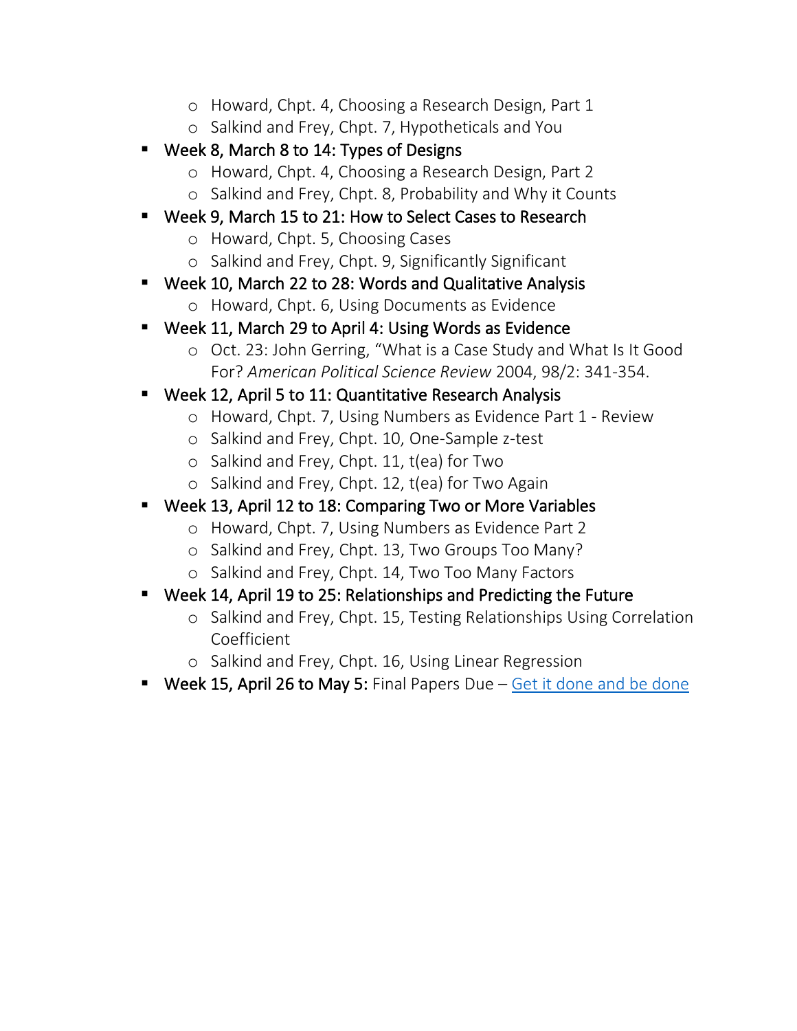- Howard, Chpt. 4, Choosing a Research Design, Part 1
  - Salkind and Frey, Chpt. 7, Hypotheticals and You
- Week 8, March 8 to 14: Types of Designs
  - Howard, Chpt. 4, Choosing a Research Design, Part 2
  - Salkind and Frey, Chpt. 8, Probability and Why it Counts
- Week 9, March 15 to 21: How to Select Cases to Research
  - Howard, Chpt. 5, Choosing Cases
  - Salkind and Frey, Chpt. 9, Significantly Significant
- Week 10, March 22 to 28: Words and Qualitative Analysis
  - Howard, Chpt. 6, Using Documents as Evidence
- Week 11, March 29 to April 4: Using Words as Evidence
  - Oct. 23: John Gerring, "What is a Case Study and What Is It Good For? *American Political Science Review* 2004, 98/2: 341-354.
- Week 12, April 5 to 11: Quantitative Research Analysis
  - Howard, Chpt. 7, Using Numbers as Evidence Part 1 - Review
  - Salkind and Frey, Chpt. 10, One-Sample z-test
  - Salkind and Frey, Chpt. 11, t(ea) for Two
  - Salkind and Frey, Chpt. 12, t(ea) for Two Again
- Week 13, April 12 to 18: Comparing Two or More Variables
  - Howard, Chpt. 7, Using Numbers as Evidence Part 2
  - Salkind and Frey, Chpt. 13, Two Groups Too Many?
  - Salkind and Frey, Chpt. 14, Two Too Many Factors
- Week 14, April 19 to 25: Relationships and Predicting the Future
  - Salkind and Frey, Chpt. 15, Testing Relationships Using Correlation Coefficient
  - Salkind and Frey, Chpt. 16, Using Linear Regression
- Week 15, April 26 to May 5: Final Papers Due – Get it done and be done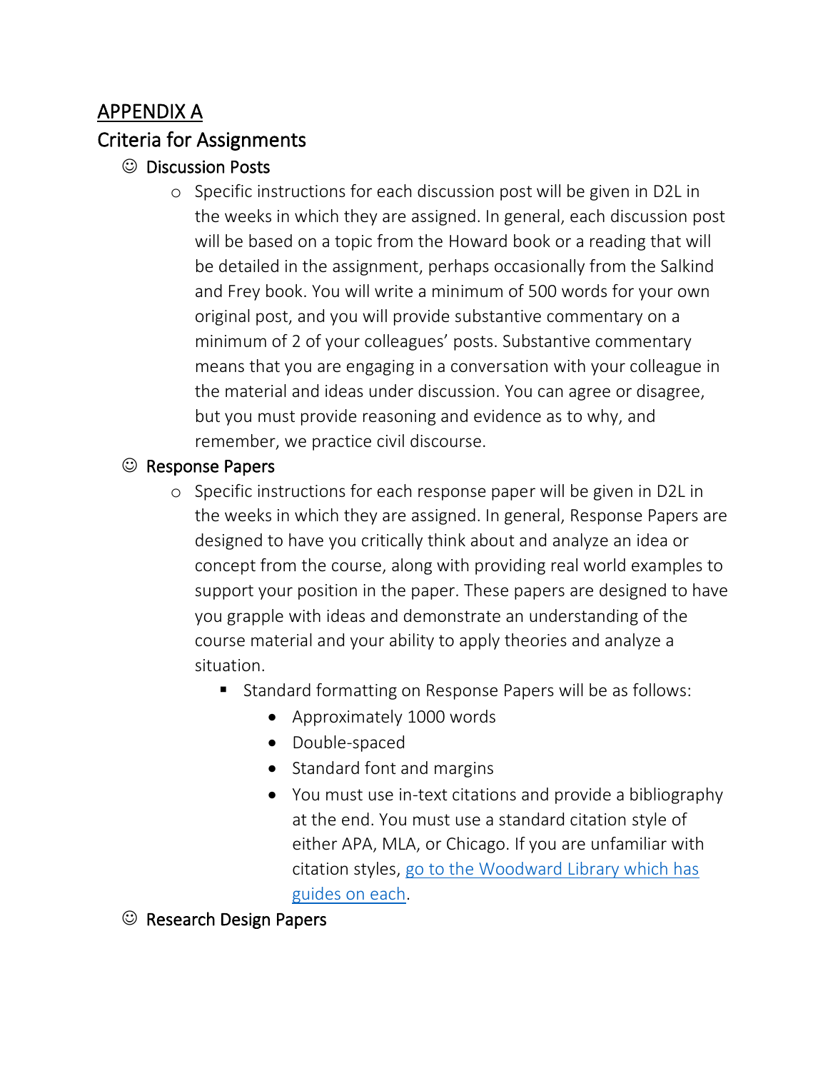## APPENDIX A

## Criteria for Assignments

- ☺ Discussion Posts
  - Specific instructions for each discussion post will be given in D2L in the weeks in which they are assigned. In general, each discussion post will be based on a topic from the Howard book or a reading that will be detailed in the assignment, perhaps occasionally from the Salkind and Frey book. You will write a minimum of 500 words for your own original post, and you will provide substantive commentary on a minimum of 2 of your colleagues' posts. Substantive commentary means that you are engaging in a conversation with your colleague in the material and ideas under discussion. You can agree or disagree, but you must provide reasoning and evidence as to why, and remember, we practice civil discourse.
- ☺ Response Papers
  - Specific instructions for each response paper will be given in D2L in the weeks in which they are assigned. In general, Response Papers are designed to have you critically think about and analyze an idea or concept from the course, along with providing real world examples to support your position in the paper. These papers are designed to have you grapple with ideas and demonstrate an understanding of the course material and your ability to apply theories and analyze a situation.
    - Standard formatting on Response Papers will be as follows:
      - Approximately 1000 words
      - Double-spaced
      - Standard font and margins
      - You must use in-text citations and provide a bibliography at the end. You must use a standard citation style of either APA, MLA, or Chicago. If you are unfamiliar with citation styles, go to the Woodward Library which has guides on each.
- ☺ Research Design Papers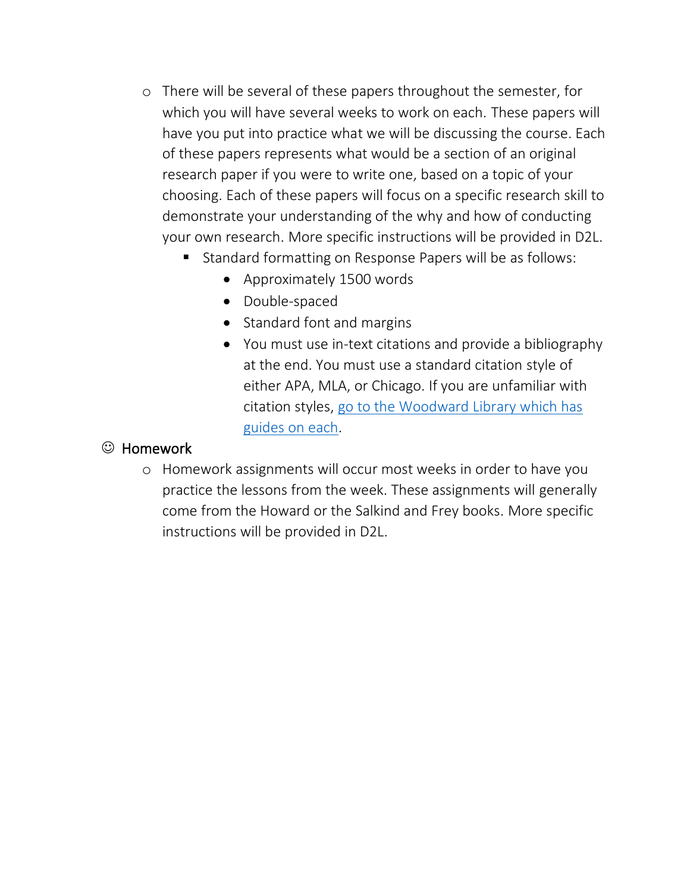- There will be several of these papers throughout the semester, for which you will have several weeks to work on each. These papers will have you put into practice what we will be discussing the course. Each of these papers represents what would be a section of an original research paper if you were to write one, based on a topic of your choosing. Each of these papers will focus on a specific research skill to demonstrate your understanding of the why and how of conducting your own research. More specific instructions will be provided in D2L.
  - Standard formatting on Response Papers will be as follows:
    - Approximately 1500 words
    - Double-spaced
    - Standard font and margins
    - You must use in-text citations and provide a bibliography at the end. You must use a standard citation style of either APA, MLA, or Chicago. If you are unfamiliar with citation styles, go to the Woodward Library which has guides on each.

☺ Homework

- Homework assignments will occur most weeks in order to have you practice the lessons from the week. These assignments will generally come from the Howard or the Salkind and Frey books. More specific instructions will be provided in D2L.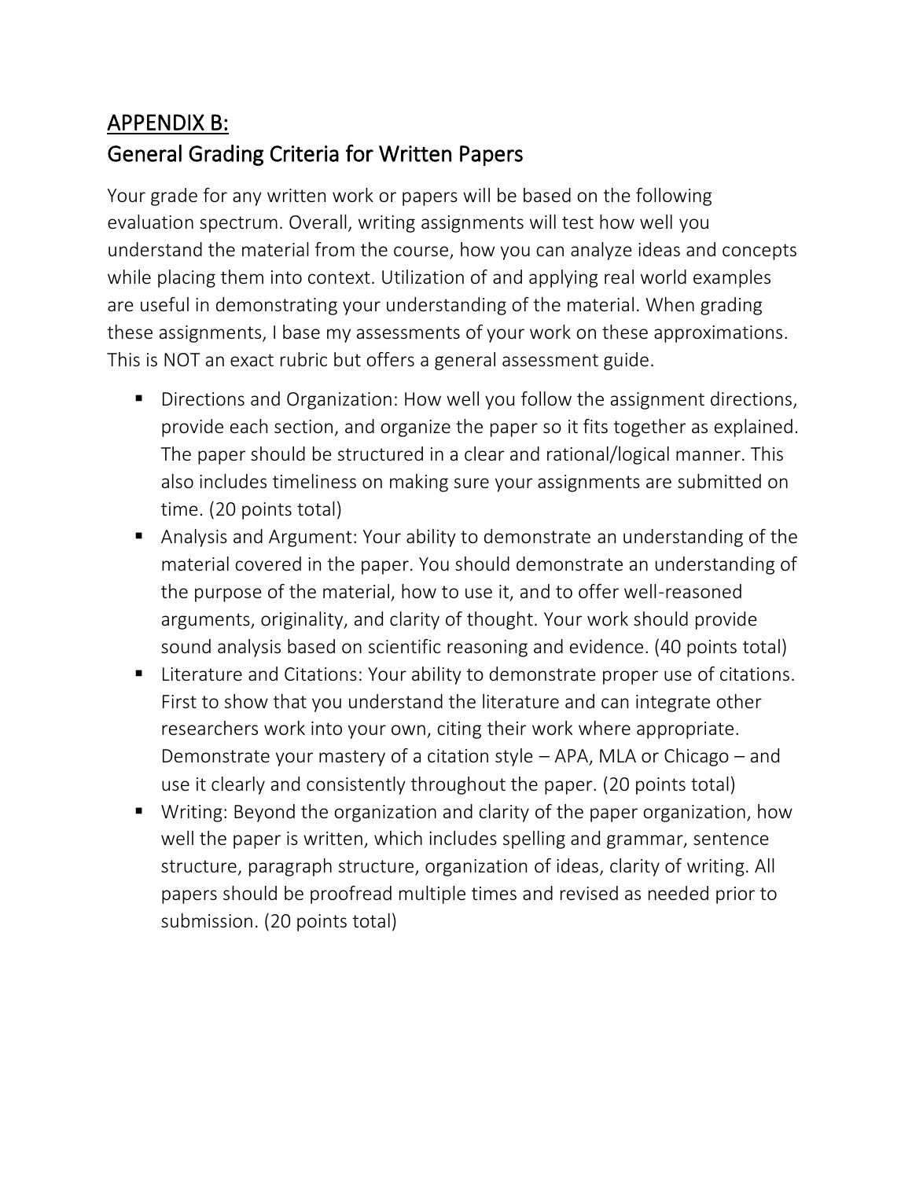## APPENDIX B:
## General Grading Criteria for Written Papers

Your grade for any written work or papers will be based on the following evaluation spectrum. Overall, writing assignments will test how well you understand the material from the course, how you can analyze ideas and concepts while placing them into context. Utilization of and applying real world examples are useful in demonstrating your understanding of the material. When grading these assignments, I base my assessments of your work on these approximations. This is NOT an exact rubric but offers a general assessment guide.

- Directions and Organization: How well you follow the assignment directions, provide each section, and organize the paper so it fits together as explained. The paper should be structured in a clear and rational/logical manner. This also includes timeliness on making sure your assignments are submitted on time. (20 points total)
- Analysis and Argument: Your ability to demonstrate an understanding of the material covered in the paper. You should demonstrate an understanding of the purpose of the material, how to use it, and to offer well-reasoned arguments, originality, and clarity of thought. Your work should provide sound analysis based on scientific reasoning and evidence. (40 points total)
- Literature and Citations: Your ability to demonstrate proper use of citations. First to show that you understand the literature and can integrate other researchers work into your own, citing their work where appropriate. Demonstrate your mastery of a citation style – APA, MLA or Chicago – and use it clearly and consistently throughout the paper. (20 points total)
- Writing: Beyond the organization and clarity of the paper organization, how well the paper is written, which includes spelling and grammar, sentence structure, paragraph structure, organization of ideas, clarity of writing. All papers should be proofread multiple times and revised as needed prior to submission. (20 points total)